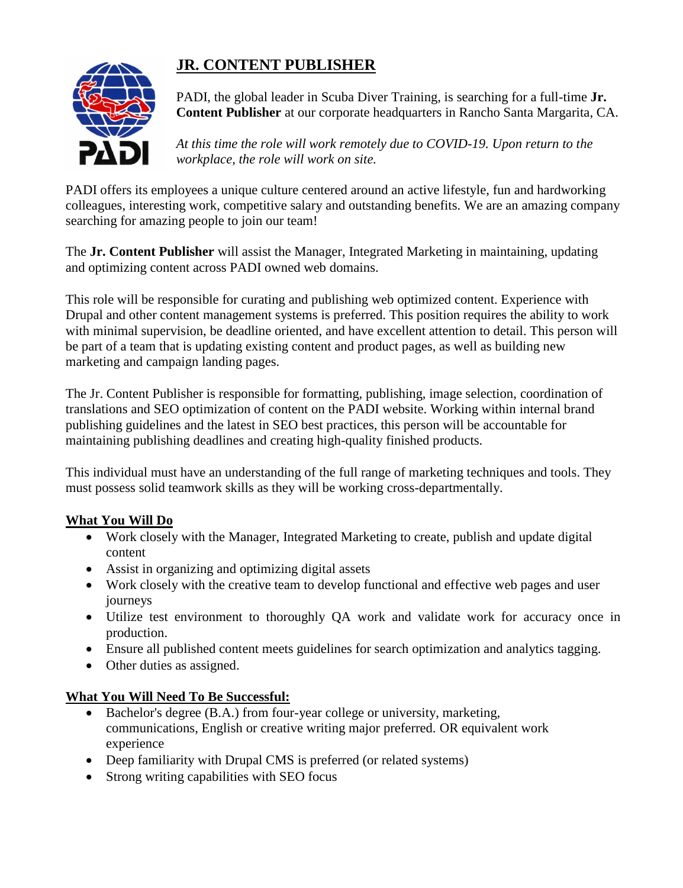# JR. CONTENT PUBLISHER

PADI, the global leader in Scuba Diver Training, is searching for a full-time **Jr. Content Publisher** at our corporate headquarters in Rancho Santa Margarita, CA.

*At this time the role will work remotely due to COVID-19. Upon return to the workplace, the role will work on site.*

PADI offers its employees a unique culture centered around an active lifestyle, fun and hardworking colleagues, interesting work, competitive salary and outstanding benefits. We are an amazing company searching for amazing people to join our team!

The **Jr. Content Publisher** will assist the Manager, Integrated Marketing in maintaining, updating and optimizing content across PADI owned web domains.

This role will be responsible for curating and publishing web optimized content. Experience with Drupal and other content management systems is preferred. This position requires the ability to work with minimal supervision, be deadline oriented, and have excellent attention to detail. This person will be part of a team that is updating existing content and product pages, as well as building new marketing and campaign landing pages.

The Jr. Content Publisher is responsible for formatting, publishing, image selection, coordination of translations and SEO optimization of content on the PADI website. Working within internal brand publishing guidelines and the latest in SEO best practices, this person will be accountable for maintaining publishing deadlines and creating high-quality finished products.

This individual must have an understanding of the full range of marketing techniques and tools. They must possess solid teamwork skills as they will be working cross-departmentally.

## What You Will Do

- Work closely with the Manager, Integrated Marketing to create, publish and update digital content
- Assist in organizing and optimizing digital assets
- Work closely with the creative team to develop functional and effective web pages and user journeys
- Utilize test environment to thoroughly QA work and validate work for accuracy once in production.
- Ensure all published content meets guidelines for search optimization and analytics tagging.
- Other duties as assigned.

## What You Will Need To Be Successful:

- Bachelor's degree (B.A.) from four-year college or university, marketing, communications, English or creative writing major preferred. OR equivalent work experience
- Deep familiarity with Drupal CMS is preferred (or related systems)
- Strong writing capabilities with SEO focus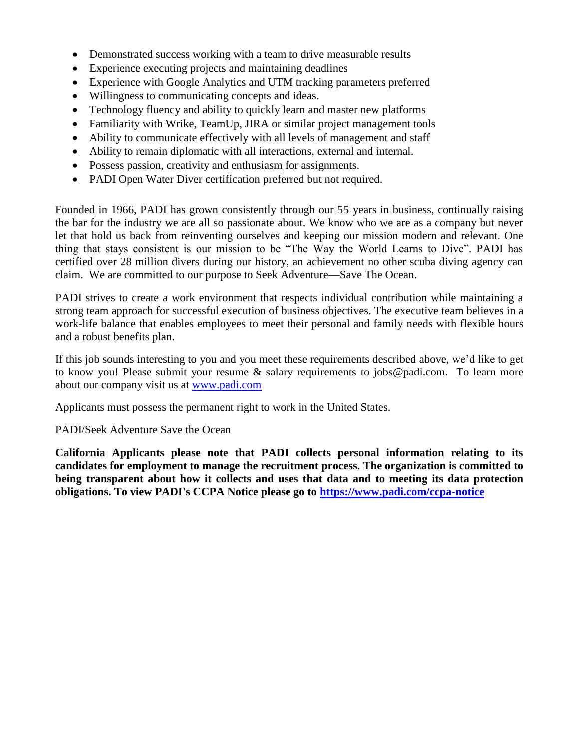- Demonstrated success working with a team to drive measurable results
- Experience executing projects and maintaining deadlines
- Experience with Google Analytics and UTM tracking parameters preferred
- Willingness to communicating concepts and ideas.
- Technology fluency and ability to quickly learn and master new platforms
- Familiarity with Wrike, TeamUp, JIRA or similar project management tools
- Ability to communicate effectively with all levels of management and staff
- Ability to remain diplomatic with all interactions, external and internal.
- Possess passion, creativity and enthusiasm for assignments.
- PADI Open Water Diver certification preferred but not required.

Founded in 1966, PADI has grown consistently through our 55 years in business, continually raising the bar for the industry we are all so passionate about. We know who we are as a company but never let that hold us back from reinventing ourselves and keeping our mission modern and relevant. One thing that stays consistent is our mission to be "The Way the World Learns to Dive". PADI has certified over 28 million divers during our history, an achievement no other scuba diving agency can claim. We are committed to our purpose to Seek Adventure—Save The Ocean.

PADI strives to create a work environment that respects individual contribution while maintaining a strong team approach for successful execution of business objectives. The executive team believes in a work-life balance that enables employees to meet their personal and family needs with flexible hours and a robust benefits plan.

If this job sounds interesting to you and you meet these requirements described above, we'd like to get to know you! Please submit your resume & salary requirements to jobs@padi.com. To learn more about our company visit us at [www.padi.com](www.padi.com)

Applicants must possess the permanent right to work in the United States.

PADI/Seek Adventure Save the Ocean

**California Applicants please note that PADI collects personal information relating to its candidates for employment to manage the recruitment process. The organization is committed to being transparent about how it collects and uses that data and to meeting its data protection obligations. To view PADI's CCPA Notice please go to [https://www.padi.com/ccpa-notice](https://www.padi.com/ccpa-notice)**